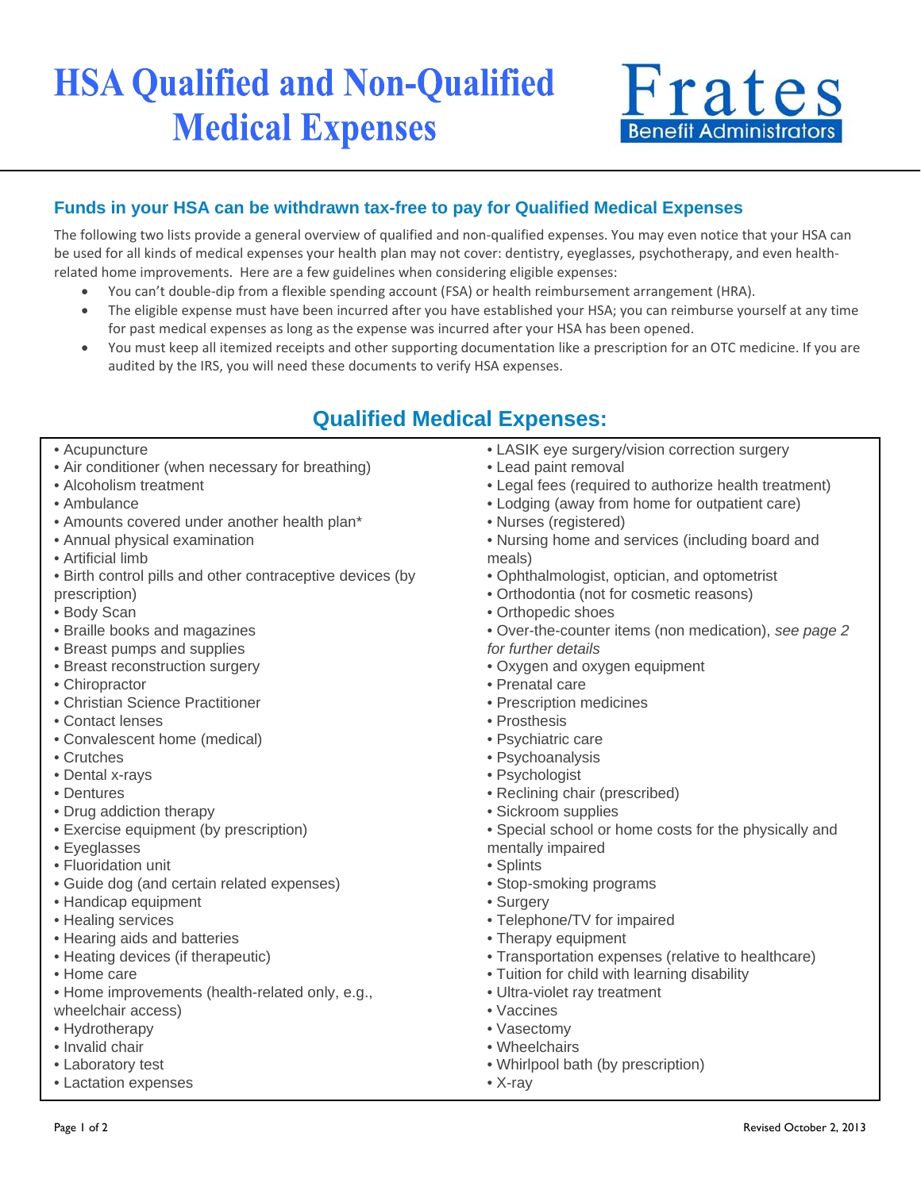# HSA Qualified and Non-Qualified Medical Expenses

Frates Benefit Administrators

## Funds in your HSA can be withdrawn tax-free to pay for Qualified Medical Expenses

The following two lists provide a general overview of qualified and non-qualified expenses. You may even notice that your HSA can be used for all kinds of medical expenses your health plan may not cover: dentistry, eyeglasses, psychotherapy, and even health-related home improvements. Here are a few guidelines when considering eligible expenses:

- You can't double-dip from a flexible spending account (FSA) or health reimbursement arrangement (HRA).
- The eligible expense must have been incurred after you have established your HSA; you can reimburse yourself at any time for past medical expenses as long as the expense was incurred after your HSA has been opened.
- You must keep all itemized receipts and other supporting documentation like a prescription for an OTC medicine. If you are audited by the IRS, you will need these documents to verify HSA expenses.

## Qualified Medical Expenses:

- Acupuncture
- Air conditioner (when necessary for breathing)
- Alcoholism treatment
- Ambulance
- Amounts covered under another health plan*
- Annual physical examination
- Artificial limb
- Birth control pills and other contraceptive devices (by prescription)
- Body Scan
- Braille books and magazines
- Breast pumps and supplies
- Breast reconstruction surgery
- Chiropractor
- Christian Science Practitioner
- Contact lenses
- Convalescent home (medical)
- Crutches
- Dental x-rays
- Dentures
- Drug addiction therapy
- Exercise equipment (by prescription)
- Eyeglasses
- Fluoridation unit
- Guide dog (and certain related expenses)
- Handicap equipment
- Healing services
- Hearing aids and batteries
- Heating devices (if therapeutic)
- Home care
- Home improvements (health-related only, e.g., wheelchair access)
- Hydrotherapy
- Invalid chair
- Laboratory test
- Lactation expenses
- LASIK eye surgery/vision correction surgery
- Lead paint removal
- Legal fees (required to authorize health treatment)
- Lodging (away from home for outpatient care)
- Nurses (registered)
- Nursing home and services (including board and meals)
- Ophthalmologist, optician, and optometrist
- Orthodontia (not for cosmetic reasons)
- Orthopedic shoes
- Over-the-counter items (non medication), *see page 2 for further details*
- Oxygen and oxygen equipment
- Prenatal care
- Prescription medicines
- Prosthesis
- Psychiatric care
- Psychoanalysis
- Psychologist
- Reclining chair (prescribed)
- Sickroom supplies
- Special school or home costs for the physically and mentally impaired
- Splints
- Stop-smoking programs
- Surgery
- Telephone/TV for impaired
- Therapy equipment
- Transportation expenses (relative to healthcare)
- Tuition for child with learning disability
- Ultra-violet ray treatment
- Vaccines
- Vasectomy
- Wheelchairs
- Whirlpool bath (by prescription)
- X-ray

Revised October 2, 2013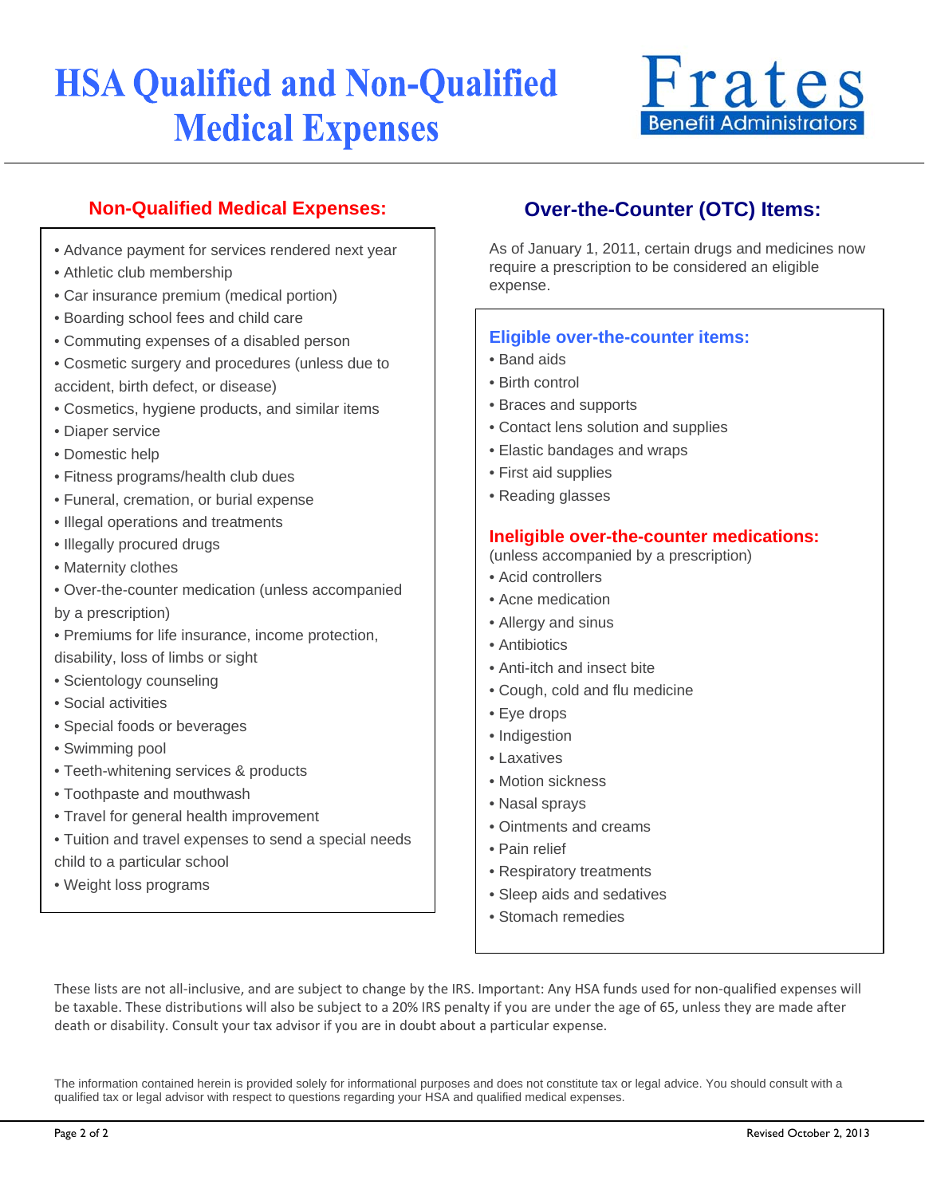# HSA Qualified and Non-Qualified Medical Expenses

Frates Benefit Administrators

## Non-Qualified Medical Expenses:

- Advance payment for services rendered next year
- Athletic club membership
- Car insurance premium (medical portion)
- Boarding school fees and child care
- Commuting expenses of a disabled person
- Cosmetic surgery and procedures (unless due to accident, birth defect, or disease)
- Cosmetics, hygiene products, and similar items
- Diaper service
- Domestic help
- Fitness programs/health club dues
- Funeral, cremation, or burial expense
- Illegal operations and treatments
- Illegally procured drugs
- Maternity clothes
- Over-the-counter medication (unless accompanied by a prescription)
- Premiums for life insurance, income protection, disability, loss of limbs or sight
- Scientology counseling
- Social activities
- Special foods or beverages
- Swimming pool
- Teeth-whitening services & products
- Toothpaste and mouthwash
- Travel for general health improvement
- Tuition and travel expenses to send a special needs child to a particular school
- Weight loss programs

## Over-the-Counter (OTC) Items:

As of January 1, 2011, certain drugs and medicines now require a prescription to be considered an eligible expense.

### Eligible over-the-counter items:

- Band aids
- Birth control
- Braces and supports
- Contact lens solution and supplies
- Elastic bandages and wraps
- First aid supplies
- Reading glasses

### Ineligible over-the-counter medications:

(unless accompanied by a prescription)

- Acid controllers
- Acne medication
- Allergy and sinus
- Antibiotics
- Anti-itch and insect bite
- Cough, cold and flu medicine
- Eye drops
- Indigestion
- Laxatives
- Motion sickness
- Nasal sprays
- Ointments and creams
- Pain relief
- Respiratory treatments
- Sleep aids and sedatives
- Stomach remedies

These lists are not all-inclusive, and are subject to change by the IRS. Important: Any HSA funds used for non-qualified expenses will be taxable. These distributions will also be subject to a 20% IRS penalty if you are under the age of 65, unless they are made after death or disability. Consult your tax advisor if you are in doubt about a particular expense.

The information contained herein is provided solely for informational purposes and does not constitute tax or legal advice. You should consult with a qualified tax or legal advisor with respect to questions regarding your HSA and qualified medical expenses.

Revised October 2, 2013